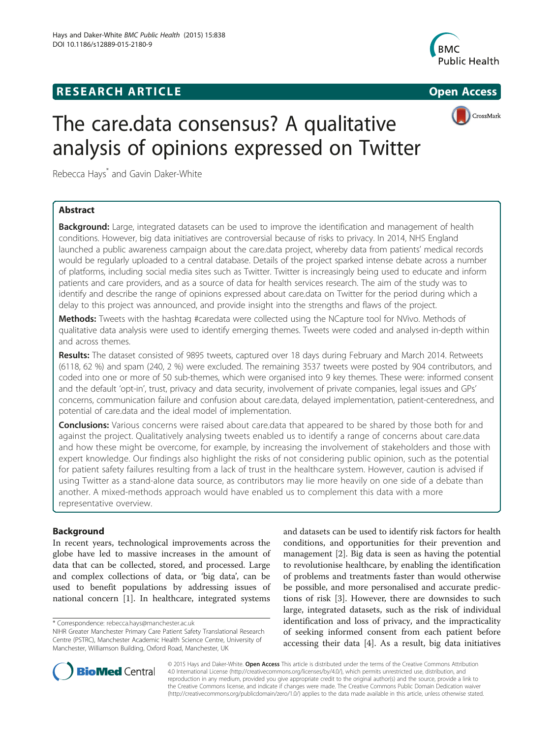RESEARCH ARTICLE

Open Access

# The care.data consensus? A qualitative analysis of opinions expressed on Twitter

Rebecca Hays* and Gavin Daker-White

## Abstract

**Background:** Large, integrated datasets can be used to improve the identification and management of health conditions. However, big data initiatives are controversial because of risks to privacy. In 2014, NHS England launched a public awareness campaign about the care.data project, whereby data from patients' medical records would be regularly uploaded to a central database. Details of the project sparked intense debate across a number of platforms, including social media sites such as Twitter. Twitter is increasingly being used to educate and inform patients and care providers, and as a source of data for health services research. The aim of the study was to identify and describe the range of opinions expressed about care.data on Twitter for the period during which a delay to this project was announced, and provide insight into the strengths and flaws of the project.

**Methods:** Tweets with the hashtag #caredata were collected using the NCapture tool for NVivo. Methods of qualitative data analysis were used to identify emerging themes. Tweets were coded and analysed in-depth within and across themes.

**Results:** The dataset consisted of 9895 tweets, captured over 18 days during February and March 2014. Retweets (6118, 62 %) and spam (240, 2 %) were excluded. The remaining 3537 tweets were posted by 904 contributors, and coded into one or more of 50 sub-themes, which were organised into 9 key themes. These were: informed consent and the default 'opt-in', trust, privacy and data security, involvement of private companies, legal issues and GPs' concerns, communication failure and confusion about care.data, delayed implementation, patient-centeredness, and potential of care.data and the ideal model of implementation.

**Conclusions:** Various concerns were raised about care.data that appeared to be shared by those both for and against the project. Qualitatively analysing tweets enabled us to identify a range of concerns about care.data and how these might be overcome, for example, by increasing the involvement of stakeholders and those with expert knowledge. Our findings also highlight the risks of not considering public opinion, such as the potential for patient safety failures resulting from a lack of trust in the healthcare system. However, caution is advised if using Twitter as a stand-alone data source, as contributors may lie more heavily on one side of a debate than another. A mixed-methods approach would have enabled us to complement this data with a more representative overview.

## Background

In recent years, technological improvements across the globe have led to massive increases in the amount of data that can be collected, stored, and processed. Large and complex collections of data, or 'big data', can be used to benefit populations by addressing issues of national concern [1]. In healthcare, integrated systems and datasets can be used to identify risk factors for health conditions, and opportunities for their prevention and management [2]. Big data is seen as having the potential to revolutionise healthcare, by enabling the identification of problems and treatments faster than would otherwise be possible, and more personalised and accurate predictions of risk [3]. However, there are downsides to such large, integrated datasets, such as the risk of individual identification and loss of privacy, and the impracticality of seeking informed consent from each patient before accessing their data [4]. As a result, big data initiatives

\* Correspondence: rebecca.hays@manchester.ac.uk
NIHR Greater Manchester Primary Care Patient Safety Translational Research Centre (PSTRC), Manchester Academic Health Science Centre, University of Manchester, Williamson Building, Oxford Road, Manchester, UK

© 2015 Hays and Daker-White. **Open Access** This article is distributed under the terms of the Creative Commons Attribution 4.0 International License (http://creativecommons.org/licenses/by/4.0/), which permits unrestricted use, distribution, and reproduction in any medium, provided you give appropriate credit to the original author(s) and the source, provide a link to the Creative Commons license, and indicate if changes were made. The Creative Commons Public Domain Dedication waiver (http://creativecommons.org/publicdomain/zero/1.0/) applies to the data made available in this article, unless otherwise stated.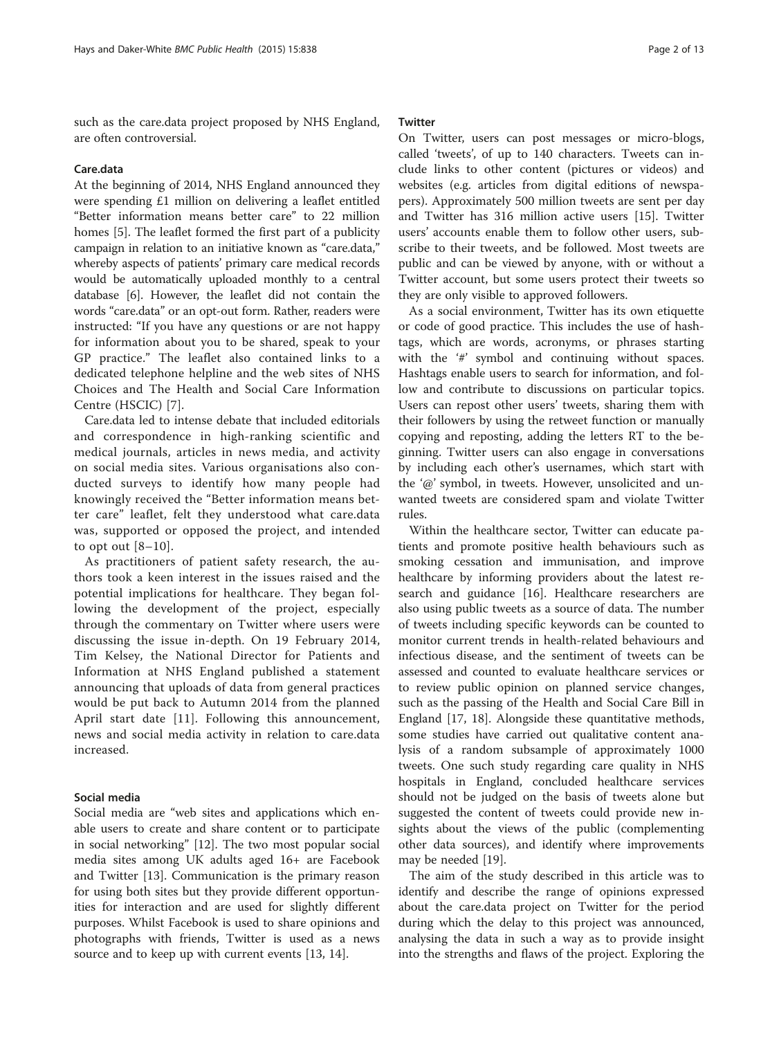such as the care.data project proposed by NHS England, are often controversial.

### Care.data

At the beginning of 2014, NHS England announced they were spending £1 million on delivering a leaflet entitled "Better information means better care" to 22 million homes [5]. The leaflet formed the first part of a publicity campaign in relation to an initiative known as "care.data," whereby aspects of patients' primary care medical records would be automatically uploaded monthly to a central database [6]. However, the leaflet did not contain the words "care.data" or an opt-out form. Rather, readers were instructed: "If you have any questions or are not happy for information about you to be shared, speak to your GP practice." The leaflet also contained links to a dedicated telephone helpline and the web sites of NHS Choices and The Health and Social Care Information Centre (HSCIC) [7].

Care.data led to intense debate that included editorials and correspondence in high-ranking scientific and medical journals, articles in news media, and activity on social media sites. Various organisations also conducted surveys to identify how many people had knowingly received the "Better information means better care" leaflet, felt they understood what care.data was, supported or opposed the project, and intended to opt out [8–10].

As practitioners of patient safety research, the authors took a keen interest in the issues raised and the potential implications for healthcare. They began following the development of the project, especially through the commentary on Twitter where users were discussing the issue in-depth. On 19 February 2014, Tim Kelsey, the National Director for Patients and Information at NHS England published a statement announcing that uploads of data from general practices would be put back to Autumn 2014 from the planned April start date [11]. Following this announcement, news and social media activity in relation to care.data increased.

### Social media

Social media are "web sites and applications which enable users to create and share content or to participate in social networking" [12]. The two most popular social media sites among UK adults aged 16+ are Facebook and Twitter [13]. Communication is the primary reason for using both sites but they provide different opportunities for interaction and are used for slightly different purposes. Whilst Facebook is used to share opinions and photographs with friends, Twitter is used as a news source and to keep up with current events [13, 14].

### Twitter

On Twitter, users can post messages or micro-blogs, called 'tweets', of up to 140 characters. Tweets can include links to other content (pictures or videos) and websites (e.g. articles from digital editions of newspapers). Approximately 500 million tweets are sent per day and Twitter has 316 million active users [15]. Twitter users' accounts enable them to follow other users, subscribe to their tweets, and be followed. Most tweets are public and can be viewed by anyone, with or without a Twitter account, but some users protect their tweets so they are only visible to approved followers.

As a social environment, Twitter has its own etiquette or code of good practice. This includes the use of hashtags, which are words, acronyms, or phrases starting with the '#' symbol and continuing without spaces. Hashtags enable users to search for information, and follow and contribute to discussions on particular topics. Users can repost other users' tweets, sharing them with their followers by using the retweet function or manually copying and reposting, adding the letters RT to the beginning. Twitter users can also engage in conversations by including each other's usernames, which start with the '@' symbol, in tweets. However, unsolicited and unwanted tweets are considered spam and violate Twitter rules.

Within the healthcare sector, Twitter can educate patients and promote positive health behaviours such as smoking cessation and immunisation, and improve healthcare by informing providers about the latest research and guidance [16]. Healthcare researchers are also using public tweets as a source of data. The number of tweets including specific keywords can be counted to monitor current trends in health-related behaviours and infectious disease, and the sentiment of tweets can be assessed and counted to evaluate healthcare services or to review public opinion on planned service changes, such as the passing of the Health and Social Care Bill in England [17, 18]. Alongside these quantitative methods, some studies have carried out qualitative content analysis of a random subsample of approximately 1000 tweets. One such study regarding care quality in NHS hospitals in England, concluded healthcare services should not be judged on the basis of tweets alone but suggested the content of tweets could provide new insights about the views of the public (complementing other data sources), and identify where improvements may be needed [19].

The aim of the study described in this article was to identify and describe the range of opinions expressed about the care.data project on Twitter for the period during which the delay to this project was announced, analysing the data in such a way as to provide insight into the strengths and flaws of the project. Exploring the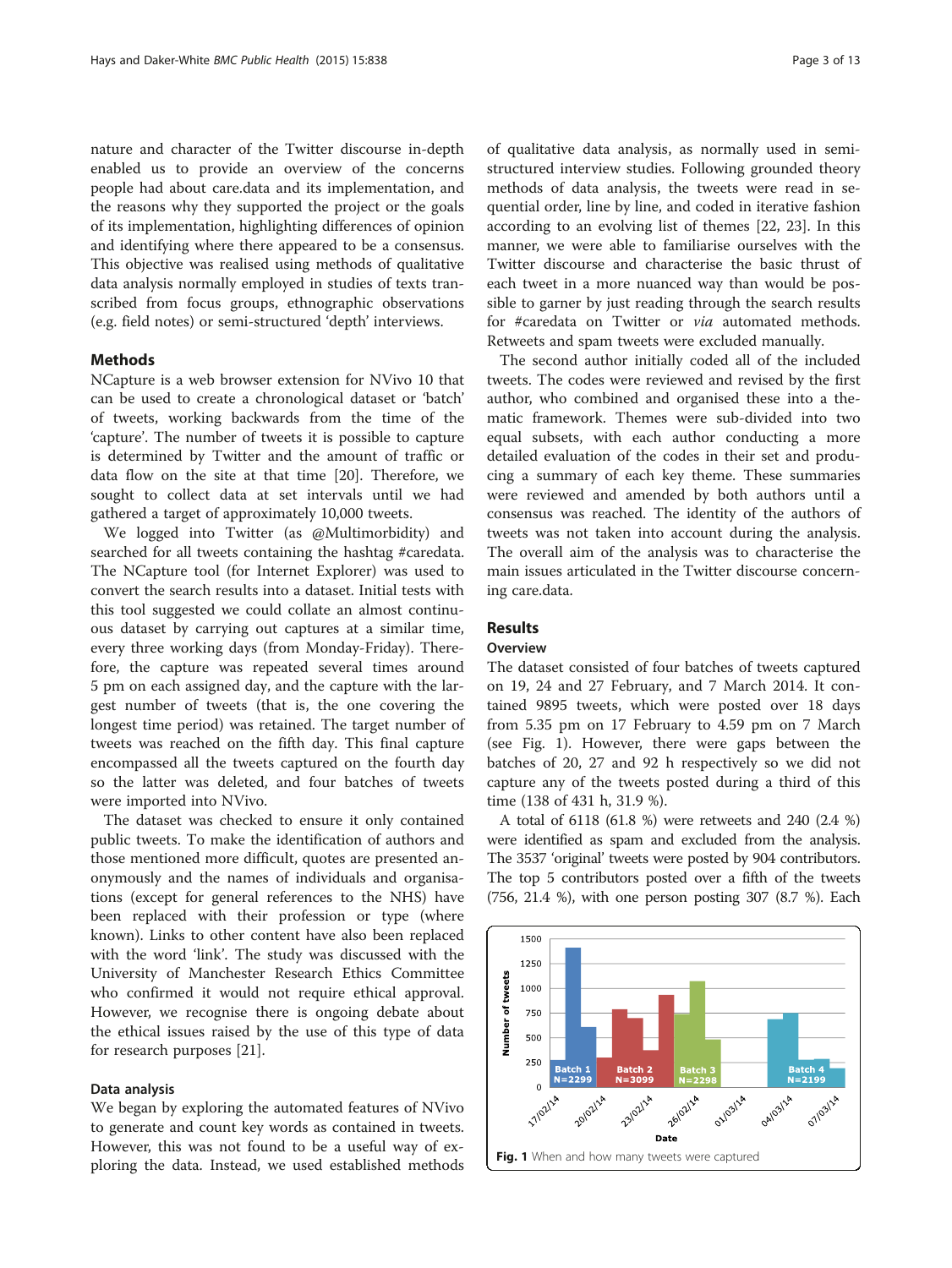nature and character of the Twitter discourse in-depth enabled us to provide an overview of the concerns people had about care.data and its implementation, and the reasons why they supported the project or the goals of its implementation, highlighting differences of opinion and identifying where there appeared to be a consensus. This objective was realised using methods of qualitative data analysis normally employed in studies of texts transcribed from focus groups, ethnographic observations (e.g. field notes) or semi-structured 'depth' interviews.

## Methods

NCapture is a web browser extension for NVivo 10 that can be used to create a chronological dataset or 'batch' of tweets, working backwards from the time of the 'capture'. The number of tweets it is possible to capture is determined by Twitter and the amount of traffic or data flow on the site at that time [20]. Therefore, we sought to collect data at set intervals until we had gathered a target of approximately 10,000 tweets.

We logged into Twitter (as @Multimorbidity) and searched for all tweets containing the hashtag #caredata. The NCapture tool (for Internet Explorer) was used to convert the search results into a dataset. Initial tests with this tool suggested we could collate an almost continuous dataset by carrying out captures at a similar time, every three working days (from Monday-Friday). Therefore, the capture was repeated several times around 5 pm on each assigned day, and the capture with the largest number of tweets (that is, the one covering the longest time period) was retained. The target number of tweets was reached on the fifth day. This final capture encompassed all the tweets captured on the fourth day so the latter was deleted, and four batches of tweets were imported into NVivo.

The dataset was checked to ensure it only contained public tweets. To make the identification of authors and those mentioned more difficult, quotes are presented anonymously and the names of individuals and organisations (except for general references to the NHS) have been replaced with their profession or type (where known). Links to other content have also been replaced with the word 'link'. The study was discussed with the University of Manchester Research Ethics Committee who confirmed it would not require ethical approval. However, we recognise there is ongoing debate about the ethical issues raised by the use of this type of data for research purposes [21].

### Data analysis

We began by exploring the automated features of NVivo to generate and count key words as contained in tweets. However, this was not found to be a useful way of exploring the data. Instead, we used established methods of qualitative data analysis, as normally used in semi-structured interview studies. Following grounded theory methods of data analysis, the tweets were read in sequential order, line by line, and coded in iterative fashion according to an evolving list of themes [22, 23]. In this manner, we were able to familiarise ourselves with the Twitter discourse and characterise the basic thrust of each tweet in a more nuanced way than would be possible to garner by just reading through the search results for #caredata on Twitter or *via* automated methods. Retweets and spam tweets were excluded manually.

The second author initially coded all of the included tweets. The codes were reviewed and revised by the first author, who combined and organised these into a thematic framework. Themes were sub-divided into two equal subsets, with each author conducting a more detailed evaluation of the codes in their set and producing a summary of each key theme. These summaries were reviewed and amended by both authors until a consensus was reached. The identity of the authors of tweets was not taken into account during the analysis. The overall aim of the analysis was to characterise the main issues articulated in the Twitter discourse concerning care.data.

## Results

### Overview

The dataset consisted of four batches of tweets captured on 19, 24 and 27 February, and 7 March 2014. It contained 9895 tweets, which were posted over 18 days from 5.35 pm on 17 February to 4.59 pm on 7 March (see Fig. 1). However, there were gaps between the batches of 20, 27 and 92 h respectively so we did not capture any of the tweets posted during a third of this time (138 of 431 h, 31.9 %).

A total of 6118 (61.8 %) were retweets and 240 (2.4 %) were identified as spam and excluded from the analysis. The 3537 'original' tweets were posted by 904 contributors. The top 5 contributors posted over a fifth of the tweets (756, 21.4 %), with one person posting 307 (8.7 %). Each

**Fig. 1** When and how many tweets were captured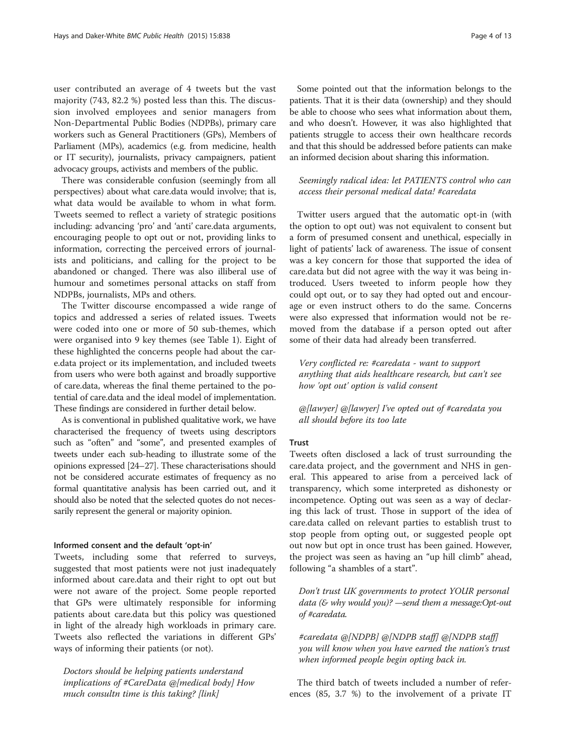user contributed an average of 4 tweets but the vast majority (743, 82.2 %) posted less than this. The discussion involved employees and senior managers from Non-Departmental Public Bodies (NDPBs), primary care workers such as General Practitioners (GPs), Members of Parliament (MPs), academics (e.g. from medicine, health or IT security), journalists, privacy campaigners, patient advocacy groups, activists and members of the public.

There was considerable confusion (seemingly from all perspectives) about what care.data would involve; that is, what data would be available to whom in what form. Tweets seemed to reflect a variety of strategic positions including: advancing 'pro' and 'anti' care.data arguments, encouraging people to opt out or not, providing links to information, correcting the perceived errors of journalists and politicians, and calling for the project to be abandoned or changed. There was also illiberal use of humour and sometimes personal attacks on staff from NDPBs, journalists, MPs and others.

The Twitter discourse encompassed a wide range of topics and addressed a series of related issues. Tweets were coded into one or more of 50 sub-themes, which were organised into 9 key themes (see Table 1). Eight of these highlighted the concerns people had about the care.data project or its implementation, and included tweets from users who were both against and broadly supportive of care.data, whereas the final theme pertained to the potential of care.data and the ideal model of implementation. These findings are considered in further detail below.

As is conventional in published qualitative work, we have characterised the frequency of tweets using descriptors such as "often" and "some", and presented examples of tweets under each sub-heading to illustrate some of the opinions expressed [24–27]. These characterisations should not be considered accurate estimates of frequency as no formal quantitative analysis has been carried out, and it should also be noted that the selected quotes do not necessarily represent the general or majority opinion.

#### Informed consent and the default 'opt-in'

Tweets, including some that referred to surveys, suggested that most patients were not just inadequately informed about care.data and their right to opt out but were not aware of the project. Some people reported that GPs were ultimately responsible for informing patients about care.data but this policy was questioned in light of the already high workloads in primary care. Tweets also reflected the variations in different GPs' ways of informing their patients (or not).

> *Doctors should be helping patients understand implications of #CareData @[medical body] How much consultn time is this taking? [link]*

Some pointed out that the information belongs to the patients. That it is their data (ownership) and they should be able to choose who sees what information about them, and who doesn't. However, it was also highlighted that patients struggle to access their own healthcare records and that this should be addressed before patients can make an informed decision about sharing this information.

> *Seemingly radical idea: let PATIENTS control who can access their personal medical data! #caredata*

Twitter users argued that the automatic opt-in (with the option to opt out) was not equivalent to consent but a form of presumed consent and unethical, especially in light of patients' lack of awareness. The issue of consent was a key concern for those that supported the idea of care.data but did not agree with the way it was being introduced. Users tweeted to inform people how they could opt out, or to say they had opted out and encourage or even instruct others to do the same. Concerns were also expressed that information would not be removed from the database if a person opted out after some of their data had already been transferred.

> *Very conflicted re: #caredata - want to support anything that aids healthcare research, but can't see how 'opt out' option is valid consent*

> *@[lawyer] @[lawyer] I've opted out of #caredata you all should before its too late*

#### Trust

Tweets often disclosed a lack of trust surrounding the care.data project, and the government and NHS in general. This appeared to arise from a perceived lack of transparency, which some interpreted as dishonesty or incompetence. Opting out was seen as a way of declaring this lack of trust. Those in support of the idea of care.data called on relevant parties to establish trust to stop people from opting out, or suggested people opt out now but opt in once trust has been gained. However, the project was seen as having an "up hill climb" ahead, following "a shambles of a start".

> *Don't trust UK governments to protect YOUR personal data (& why would you)? —send them a message:Opt-out of #caredata.*

> *#caredata @[NDPB] @[NDPB staff] @[NDPB staff] you will know when you have earned the nation's trust when informed people begin opting back in.*

The third batch of tweets included a number of references (85, 3.7 %) to the involvement of a private IT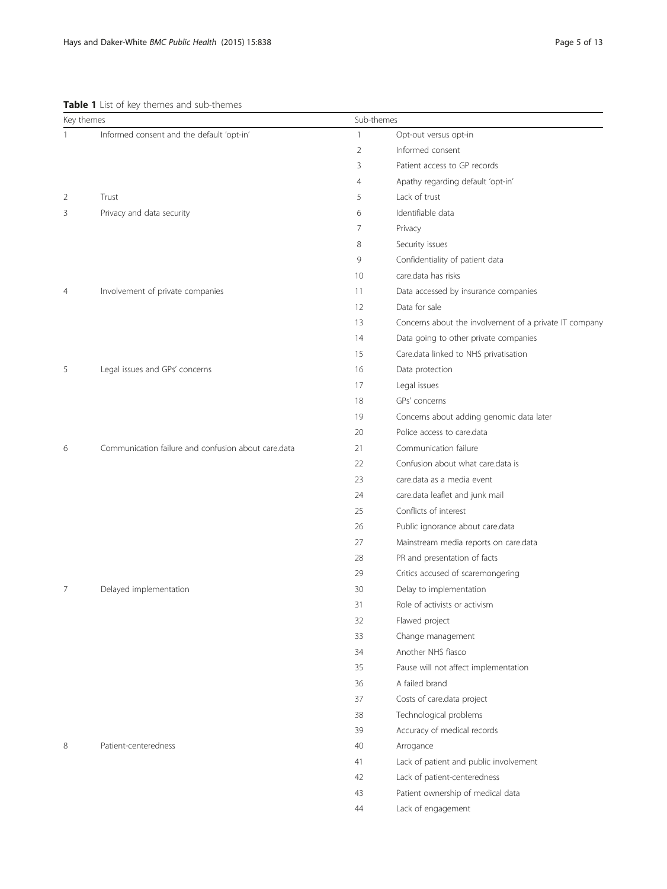**Table 1** List of key themes and sub-themes

| Key themes | | Sub-themes | |
|---|---|---|---|
| 1 | Informed consent and the default 'opt-in' | 1 | Opt-out versus opt-in |
| | | 2 | Informed consent |
| | | 3 | Patient access to GP records |
| | | 4 | Apathy regarding default 'opt-in' |
| 2 | Trust | 5 | Lack of trust |
| 3 | Privacy and data security | 6 | Identifiable data |
| | | 7 | Privacy |
| | | 8 | Security issues |
| | | 9 | Confidentiality of patient data |
| | | 10 | care.data has risks |
| 4 | Involvement of private companies | 11 | Data accessed by insurance companies |
| | | 12 | Data for sale |
| | | 13 | Concerns about the involvement of a private IT company |
| | | 14 | Data going to other private companies |
| | | 15 | Care.data linked to NHS privatisation |
| 5 | Legal issues and GPs' concerns | 16 | Data protection |
| | | 17 | Legal issues |
| | | 18 | GPs' concerns |
| | | 19 | Concerns about adding genomic data later |
| | | 20 | Police access to care.data |
| 6 | Communication failure and confusion about care.data | 21 | Communication failure |
| | | 22 | Confusion about what care.data is |
| | | 23 | care.data as a media event |
| | | 24 | care.data leaflet and junk mail |
| | | 25 | Conflicts of interest |
| | | 26 | Public ignorance about care.data |
| | | 27 | Mainstream media reports on care.data |
| | | 28 | PR and presentation of facts |
| | | 29 | Critics accused of scaremongering |
| 7 | Delayed implementation | 30 | Delay to implementation |
| | | 31 | Role of activists or activism |
| | | 32 | Flawed project |
| | | 33 | Change management |
| | | 34 | Another NHS fiasco |
| | | 35 | Pause will not affect implementation |
| | | 36 | A failed brand |
| | | 37 | Costs of care.data project |
| | | 38 | Technological problems |
| | | 39 | Accuracy of medical records |
| 8 | Patient-centeredness | 40 | Arrogance |
| | | 41 | Lack of patient and public involvement |
| | | 42 | Lack of patient-centeredness |
| | | 43 | Patient ownership of medical data |
| | | 44 | Lack of engagement |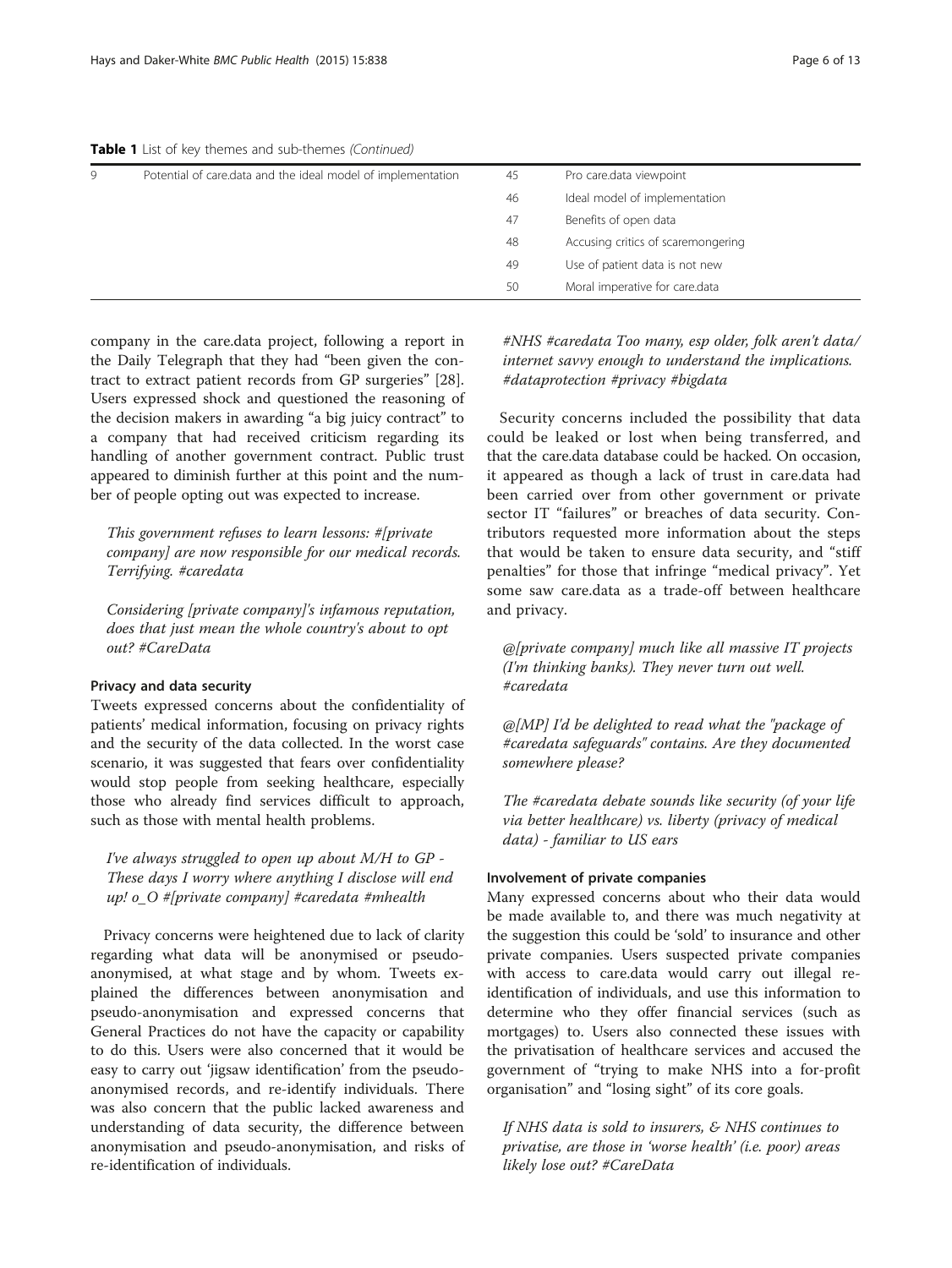**Table 1** List of key themes and sub-themes *(Continued)*

| | | | |
|---|---|---|---|
| 9 | Potential of care.data and the ideal model of implementation | 45 | Pro care.data viewpoint |
| | | 46 | Ideal model of implementation |
| | | 47 | Benefits of open data |
| | | 48 | Accusing critics of scaremongering |
| | | 49 | Use of patient data is not new |
| | | 50 | Moral imperative for care.data |

company in the care.data project, following a report in the Daily Telegraph that they had "been given the contract to extract patient records from GP surgeries" [28]. Users expressed shock and questioned the reasoning of the decision makers in awarding "a big juicy contract" to a company that had received criticism regarding its handling of another government contract. Public trust appeared to diminish further at this point and the number of people opting out was expected to increase.

> *This government refuses to learn lessons: #[private company] are now responsible for our medical records. Terrifying. #caredata*

> *Considering [private company]'s infamous reputation, does that just mean the whole country's about to opt out? #CareData*

#### Privacy and data security

Tweets expressed concerns about the confidentiality of patients' medical information, focusing on privacy rights and the security of the data collected. In the worst case scenario, it was suggested that fears over confidentiality would stop people from seeking healthcare, especially those who already find services difficult to approach, such as those with mental health problems.

> *I've always struggled to open up about M/H to GP - These days I worry where anything I disclose will end up! o_O #[private company] #caredata #mhealth*

Privacy concerns were heightened due to lack of clarity regarding what data will be anonymised or pseudo-anonymised, at what stage and by whom. Tweets explained the differences between anonymisation and pseudo-anonymisation and expressed concerns that General Practices do not have the capacity or capability to do this. Users were also concerned that it would be easy to carry out 'jigsaw identification' from the pseudo-anonymised records, and re-identify individuals. There was also concern that the public lacked awareness and understanding of data security, the difference between anonymisation and pseudo-anonymisation, and risks of re-identification of individuals.

> *#NHS #caredata Too many, esp older, folk aren't data/internet savvy enough to understand the implications. #dataprotection #privacy #bigdata*

Security concerns included the possibility that data could be leaked or lost when being transferred, and that the care.data database could be hacked. On occasion, it appeared as though a lack of trust in care.data had been carried over from other government or private sector IT "failures" or breaches of data security. Contributors requested more information about the steps that would be taken to ensure data security, and "stiff penalties" for those that infringe "medical privacy". Yet some saw care.data as a trade-off between healthcare and privacy.

> *@[private company] much like all massive IT projects (I'm thinking banks). They never turn out well. #caredata*

> *@[MP] I'd be delighted to read what the "package of #caredata safeguards" contains. Are they documented somewhere please?*

> *The #caredata debate sounds like security (of your life via better healthcare) vs. liberty (privacy of medical data) - familiar to US ears*

#### Involvement of private companies

Many expressed concerns about who their data would be made available to, and there was much negativity at the suggestion this could be 'sold' to insurance and other private companies. Users suspected private companies with access to care.data would carry out illegal re-identification of individuals, and use this information to determine who they offer financial services (such as mortgages) to. Users also connected these issues with the privatisation of healthcare services and accused the government of "trying to make NHS into a for-profit organisation" and "losing sight" of its core goals.

> *If NHS data is sold to insurers, & NHS continues to privatise, are those in 'worse health' (i.e. poor) areas likely lose out? #CareData*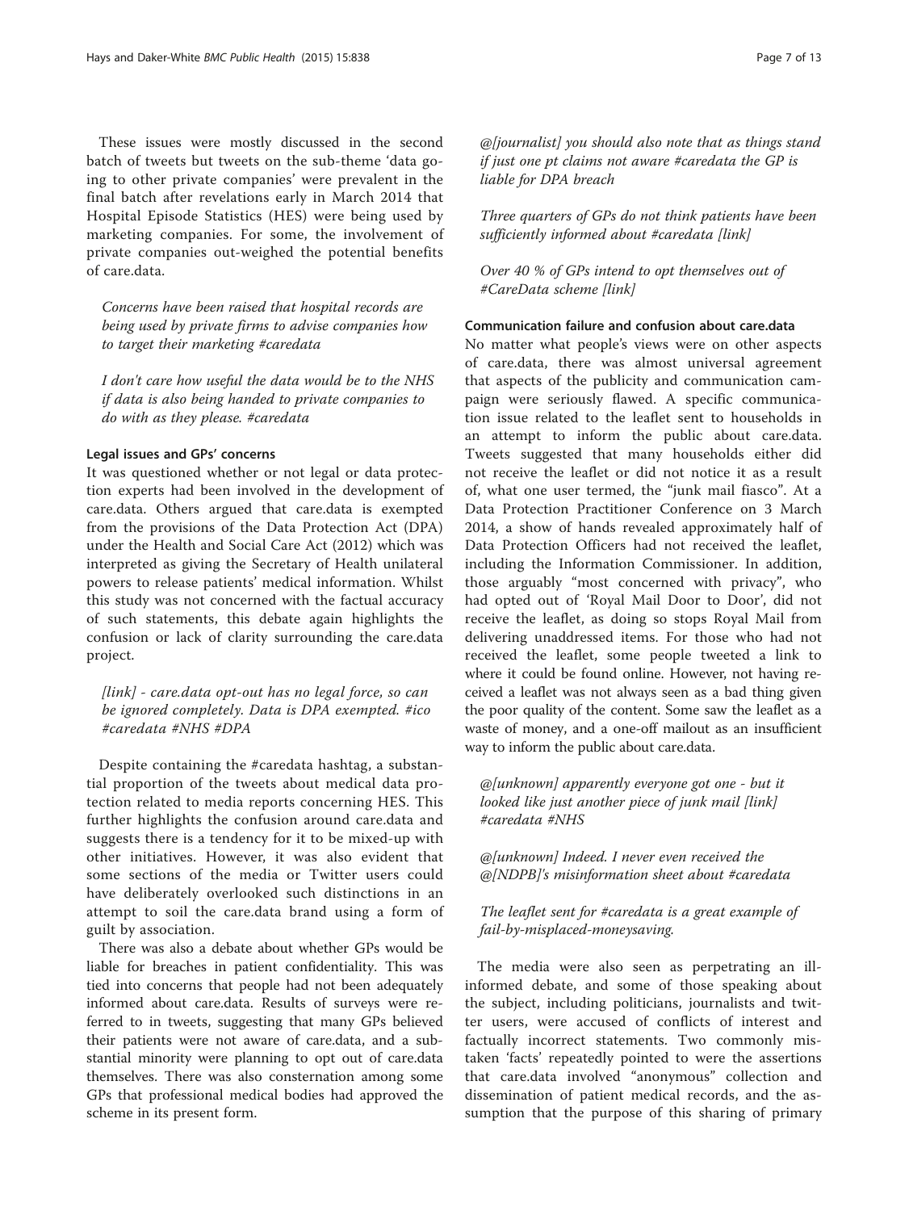These issues were mostly discussed in the second batch of tweets but tweets on the sub-theme 'data going to other private companies' were prevalent in the final batch after revelations early in March 2014 that Hospital Episode Statistics (HES) were being used by marketing companies. For some, the involvement of private companies out-weighed the potential benefits of care.data.

*Concerns have been raised that hospital records are being used by private firms to advise companies how to target their marketing #caredata*

*I don't care how useful the data would be to the NHS if data is also being handed to private companies to do with as they please. #caredata*

### Legal issues and GPs' concerns

It was questioned whether or not legal or data protection experts had been involved in the development of care.data. Others argued that care.data is exempted from the provisions of the Data Protection Act (DPA) under the Health and Social Care Act (2012) which was interpreted as giving the Secretary of Health unilateral powers to release patients' medical information. Whilst this study was not concerned with the factual accuracy of such statements, this debate again highlights the confusion or lack of clarity surrounding the care.data project.

*[link] - care.data opt-out has no legal force, so can be ignored completely. Data is DPA exempted. #ico #caredata #NHS #DPA*

Despite containing the #caredata hashtag, a substantial proportion of the tweets about medical data protection related to media reports concerning HES. This further highlights the confusion around care.data and suggests there is a tendency for it to be mixed-up with other initiatives. However, it was also evident that some sections of the media or Twitter users could have deliberately overlooked such distinctions in an attempt to soil the care.data brand using a form of guilt by association.

There was also a debate about whether GPs would be liable for breaches in patient confidentiality. This was tied into concerns that people had not been adequately informed about care.data. Results of surveys were referred to in tweets, suggesting that many GPs believed their patients were not aware of care.data, and a substantial minority were planning to opt out of care.data themselves. There was also consternation among some GPs that professional medical bodies had approved the scheme in its present form.

*@[journalist] you should also note that as things stand if just one pt claims not aware #caredata the GP is liable for DPA breach*

*Three quarters of GPs do not think patients have been sufficiently informed about #caredata [link]*

*Over 40 % of GPs intend to opt themselves out of #CareData scheme [link]*

### Communication failure and confusion about care.data

No matter what people's views were on other aspects of care.data, there was almost universal agreement that aspects of the publicity and communication campaign were seriously flawed. A specific communication issue related to the leaflet sent to households in an attempt to inform the public about care.data. Tweets suggested that many households either did not receive the leaflet or did not notice it as a result of, what one user termed, the "junk mail fiasco". At a Data Protection Practitioner Conference on 3 March 2014, a show of hands revealed approximately half of Data Protection Officers had not received the leaflet, including the Information Commissioner. In addition, those arguably "most concerned with privacy", who had opted out of 'Royal Mail Door to Door', did not receive the leaflet, as doing so stops Royal Mail from delivering unaddressed items. For those who had not received the leaflet, some people tweeted a link to where it could be found online. However, not having received a leaflet was not always seen as a bad thing given the poor quality of the content. Some saw the leaflet as a waste of money, and a one-off mailout as an insufficient way to inform the public about care.data.

*@[unknown] apparently everyone got one - but it looked like just another piece of junk mail [link] #caredata #NHS*

*@[unknown] Indeed. I never even received the @[NDPB]'s misinformation sheet about #caredata*

*The leaflet sent for #caredata is a great example of fail-by-misplaced-moneysaving.*

The media were also seen as perpetrating an ill-informed debate, and some of those speaking about the subject, including politicians, journalists and twitter users, were accused of conflicts of interest and factually incorrect statements. Two commonly mistaken 'facts' repeatedly pointed to were the assertions that care.data involved "anonymous" collection and dissemination of patient medical records, and the assumption that the purpose of this sharing of primary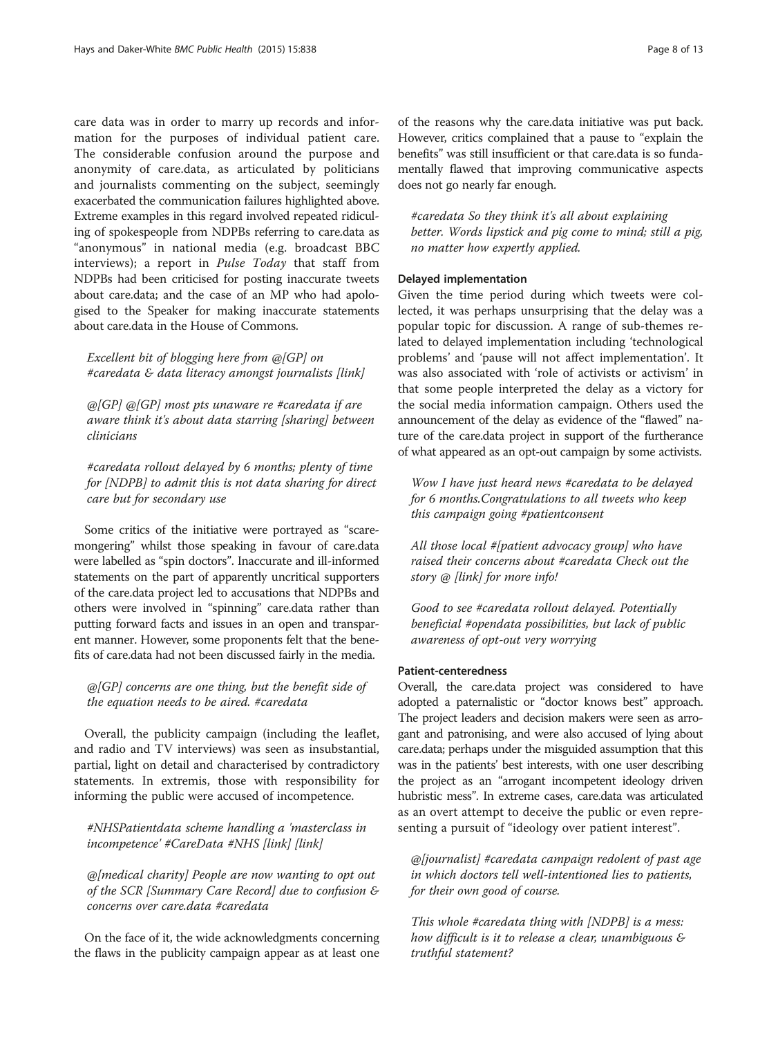care data was in order to marry up records and information for the purposes of individual patient care. The considerable confusion around the purpose and anonymity of care.data, as articulated by politicians and journalists commenting on the subject, seemingly exacerbated the communication failures highlighted above. Extreme examples in this regard involved repeated ridiculing of spokespeople from NDPBs referring to care.data as "anonymous" in national media (e.g. broadcast BBC interviews); a report in *Pulse Today* that staff from NDPBs had been criticised for posting inaccurate tweets about care.data; and the case of an MP who had apologised to the Speaker for making inaccurate statements about care.data in the House of Commons.

> *Excellent bit of blogging here from @[GP] on #caredata & data literacy amongst journalists [link]*

> *@[GP] @[GP] most pts unaware re #caredata if are aware think it's about data starring [sharing] between clinicians*

> *#caredata rollout delayed by 6 months; plenty of time for [NDPB] to admit this is not data sharing for direct care but for secondary use*

Some critics of the initiative were portrayed as "scaremongering" whilst those speaking in favour of care.data were labelled as "spin doctors". Inaccurate and ill-informed statements on the part of apparently uncritical supporters of the care.data project led to accusations that NDPBs and others were involved in "spinning" care.data rather than putting forward facts and issues in an open and transparent manner. However, some proponents felt that the benefits of care.data had not been discussed fairly in the media.

> *@[GP] concerns are one thing, but the benefit side of the equation needs to be aired. #caredata*

Overall, the publicity campaign (including the leaflet, and radio and TV interviews) was seen as insubstantial, partial, light on detail and characterised by contradictory statements. In extremis, those with responsibility for informing the public were accused of incompetence.

> *#NHSPatientdata scheme handling a 'masterclass in incompetence' #CareData #NHS [link] [link]*

> *@[medical charity] People are now wanting to opt out of the SCR [Summary Care Record] due to confusion & concerns over care.data #caredata*

On the face of it, the wide acknowledgments concerning the flaws in the publicity campaign appear as at least one of the reasons why the care.data initiative was put back. However, critics complained that a pause to "explain the benefits" was still insufficient or that care.data is so fundamentally flawed that improving communicative aspects does not go nearly far enough.

> *#caredata So they think it's all about explaining better. Words lipstick and pig come to mind; still a pig, no matter how expertly applied.*

#### Delayed implementation

Given the time period during which tweets were collected, it was perhaps unsurprising that the delay was a popular topic for discussion. A range of sub-themes related to delayed implementation including 'technological problems' and 'pause will not affect implementation'. It was also associated with 'role of activists or activism' in that some people interpreted the delay as a victory for the social media information campaign. Others used the announcement of the delay as evidence of the "flawed" nature of the care.data project in support of the furtherance of what appeared as an opt-out campaign by some activists.

> *Wow I have just heard news #caredata to be delayed for 6 months.Congratulations to all tweets who keep this campaign going #patientconsent*

> *All those local #[patient advocacy group] who have raised their concerns about #caredata Check out the story @ [link] for more info!*

> *Good to see #caredata rollout delayed. Potentially beneficial #opendata possibilities, but lack of public awareness of opt-out very worrying*

#### Patient-centeredness

Overall, the care.data project was considered to have adopted a paternalistic or "doctor knows best" approach. The project leaders and decision makers were seen as arrogant and patronising, and were also accused of lying about care.data; perhaps under the misguided assumption that this was in the patients' best interests, with one user describing the project as an "arrogant incompetent ideology driven hubristic mess". In extreme cases, care.data was articulated as an overt attempt to deceive the public or even representing a pursuit of "ideology over patient interest".

> *@[journalist] #caredata campaign redolent of past age in which doctors tell well-intentioned lies to patients, for their own good of course.*

> *This whole #caredata thing with [NDPB] is a mess: how difficult is it to release a clear, unambiguous & truthful statement?*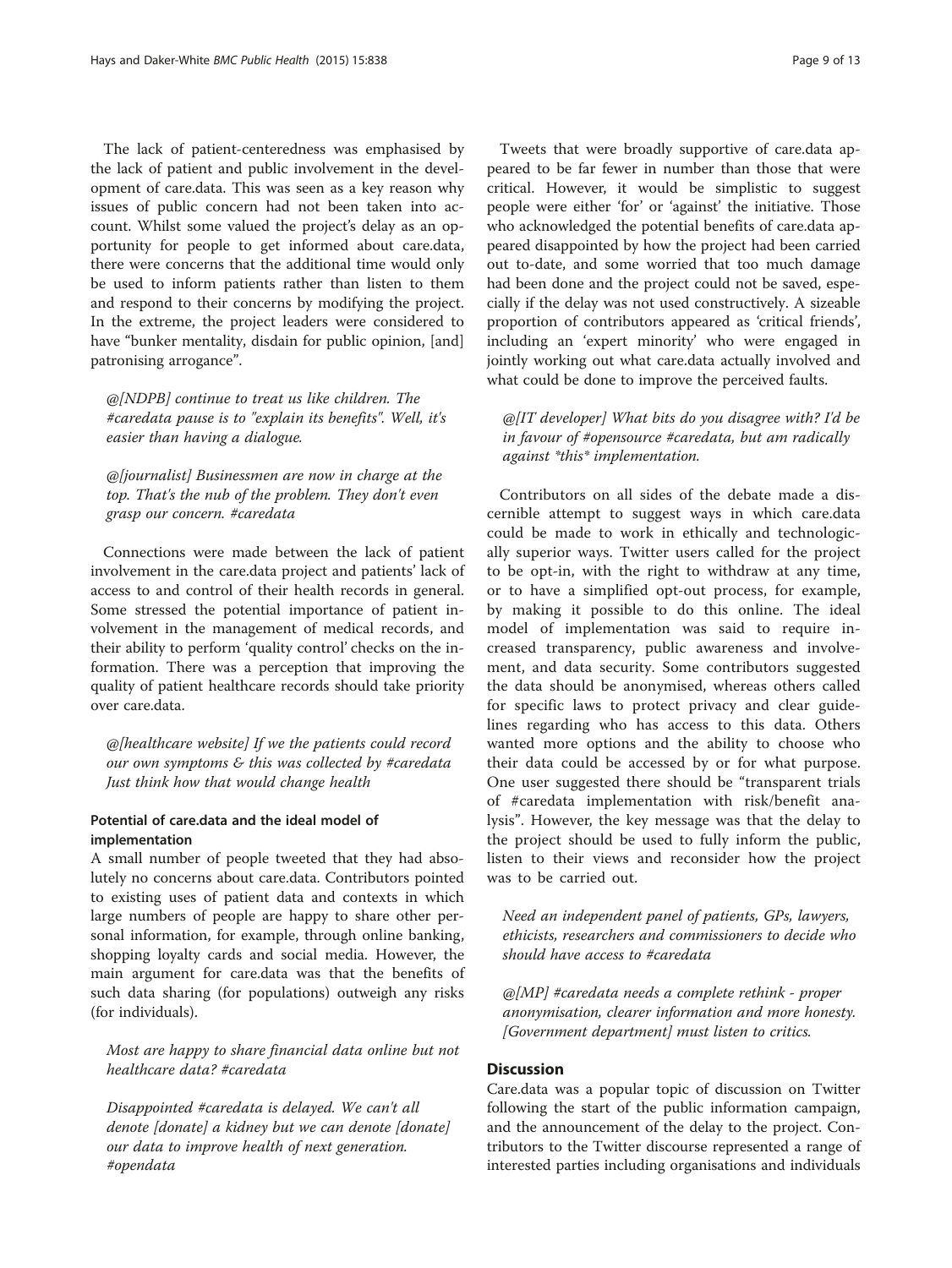The lack of patient-centeredness was emphasised by the lack of patient and public involvement in the development of care.data. This was seen as a key reason why issues of public concern had not been taken into account. Whilst some valued the project's delay as an opportunity for people to get informed about care.data, there were concerns that the additional time would only be used to inform patients rather than listen to them and respond to their concerns by modifying the project. In the extreme, the project leaders were considered to have "bunker mentality, disdain for public opinion, [and] patronising arrogance".

> *@[NDPB] continue to treat us like children. The #caredata pause is to "explain its benefits". Well, it's easier than having a dialogue.*

> *@[journalist] Businessmen are now in charge at the top. That's the nub of the problem. They don't even grasp our concern. #caredata*

Connections were made between the lack of patient involvement in the care.data project and patients' lack of access to and control of their health records in general. Some stressed the potential importance of patient involvement in the management of medical records, and their ability to perform 'quality control' checks on the information. There was a perception that improving the quality of patient healthcare records should take priority over care.data.

> *@[healthcare website] If we the patients could record our own symptoms & this was collected by #caredata Just think how that would change health*

### Potential of care.data and the ideal model of implementation

A small number of people tweeted that they had absolutely no concerns about care.data. Contributors pointed to existing uses of patient data and contexts in which large numbers of people are happy to share other personal information, for example, through online banking, shopping loyalty cards and social media. However, the main argument for care.data was that the benefits of such data sharing (for populations) outweigh any risks (for individuals).

> *Most are happy to share financial data online but not healthcare data? #caredata*

> *Disappointed #caredata is delayed. We can't all denote [donate] a kidney but we can denote [donate] our data to improve health of next generation. #opendata*

Tweets that were broadly supportive of care.data appeared to be far fewer in number than those that were critical. However, it would be simplistic to suggest people were either 'for' or 'against' the initiative. Those who acknowledged the potential benefits of care.data appeared disappointed by how the project had been carried out to-date, and some worried that too much damage had been done and the project could not be saved, especially if the delay was not used constructively. A sizeable proportion of contributors appeared as 'critical friends', including an 'expert minority' who were engaged in jointly working out what care.data actually involved and what could be done to improve the perceived faults.

> *@[IT developer] What bits do you disagree with? I'd be in favour of #opensource #caredata, but am radically against \*this\* implementation.*

Contributors on all sides of the debate made a discernible attempt to suggest ways in which care.data could be made to work in ethically and technologically superior ways. Twitter users called for the project to be opt-in, with the right to withdraw at any time, or to have a simplified opt-out process, for example, by making it possible to do this online. The ideal model of implementation was said to require increased transparency, public awareness and involvement, and data security. Some contributors suggested the data should be anonymised, whereas others called for specific laws to protect privacy and clear guidelines regarding who has access to this data. Others wanted more options and the ability to choose who their data could be accessed by or for what purpose. One user suggested there should be "transparent trials of #caredata implementation with risk/benefit analysis". However, the key message was that the delay to the project should be used to fully inform the public, listen to their views and reconsider how the project was to be carried out.

> *Need an independent panel of patients, GPs, lawyers, ethicists, researchers and commissioners to decide who should have access to #caredata*

> *@[MP] #caredata needs a complete rethink - proper anonymisation, clearer information and more honesty. [Government department] must listen to critics.*

## Discussion

Care.data was a popular topic of discussion on Twitter following the start of the public information campaign, and the announcement of the delay to the project. Contributors to the Twitter discourse represented a range of interested parties including organisations and individuals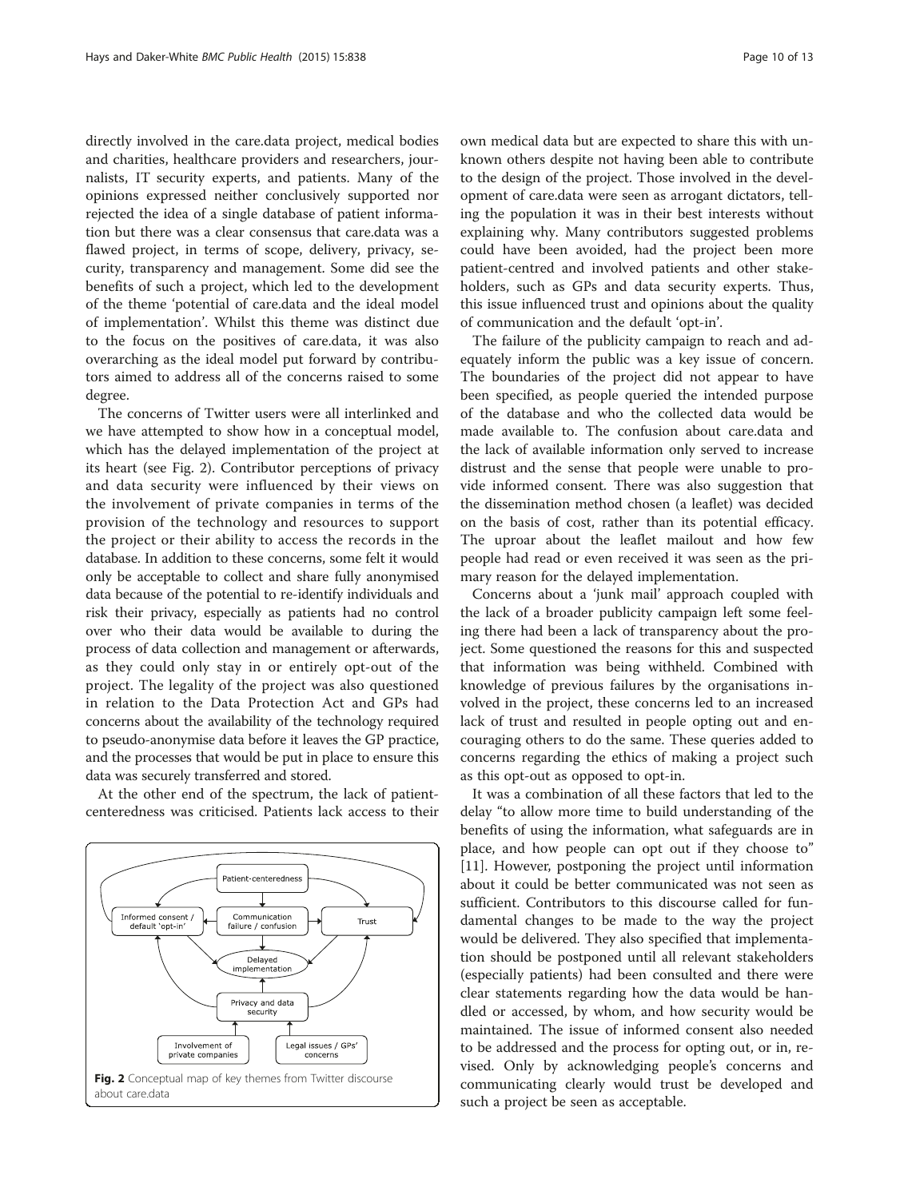directly involved in the care.data project, medical bodies and charities, healthcare providers and researchers, journalists, IT security experts, and patients. Many of the opinions expressed neither conclusively supported nor rejected the idea of a single database of patient information but there was a clear consensus that care.data was a flawed project, in terms of scope, delivery, privacy, security, transparency and management. Some did see the benefits of such a project, which led to the development of the theme 'potential of care.data and the ideal model of implementation'. Whilst this theme was distinct due to the focus on the positives of care.data, it was also overarching as the ideal model put forward by contributors aimed to address all of the concerns raised to some degree.

The concerns of Twitter users were all interlinked and we have attempted to show how in a conceptual model, which has the delayed implementation of the project at its heart (see Fig. 2). Contributor perceptions of privacy and data security were influenced by their views on the involvement of private companies in terms of the provision of the technology and resources to support the project or their ability to access the records in the database. In addition to these concerns, some felt it would only be acceptable to collect and share fully anonymised data because of the potential to re-identify individuals and risk their privacy, especially as patients had no control over who their data would be available to during the process of data collection and management or afterwards, as they could only stay in or entirely opt-out of the project. The legality of the project was also questioned in relation to the Data Protection Act and GPs had concerns about the availability of the technology required to pseudo-anonymise data before it leaves the GP practice, and the processes that would be put in place to ensure this data was securely transferred and stored.

At the other end of the spectrum, the lack of patient-centeredness was criticised. Patients lack access to their own medical data but are expected to share this with unknown others despite not having been able to contribute to the design of the project. Those involved in the development of care.data were seen as arrogant dictators, telling the population it was in their best interests without explaining why. Many contributors suggested problems could have been avoided, had the project been more patient-centred and involved patients and other stakeholders, such as GPs and data security experts. Thus, this issue influenced trust and opinions about the quality of communication and the default 'opt-in'.

**Fig. 2** Conceptual map of key themes from Twitter discourse about care.data

The failure of the publicity campaign to reach and adequately inform the public was a key issue of concern. The boundaries of the project did not appear to have been specified, as people queried the intended purpose of the database and who the collected data would be made available to. The confusion about care.data and the lack of available information only served to increase distrust and the sense that people were unable to provide informed consent. There was also suggestion that the dissemination method chosen (a leaflet) was decided on the basis of cost, rather than its potential efficacy. The uproar about the leaflet mailout and how few people had read or even received it was seen as the primary reason for the delayed implementation.

Concerns about a 'junk mail' approach coupled with the lack of a broader publicity campaign left some feeling there had been a lack of transparency about the project. Some questioned the reasons for this and suspected that information was being withheld. Combined with knowledge of previous failures by the organisations involved in the project, these concerns led to an increased lack of trust and resulted in people opting out and encouraging others to do the same. These queries added to concerns regarding the ethics of making a project such as this opt-out as opposed to opt-in.

It was a combination of all these factors that led to the delay "to allow more time to build understanding of the benefits of using the information, what safeguards are in place, and how people can opt out if they choose to" [11]. However, postponing the project until information about it could be better communicated was not seen as sufficient. Contributors to this discourse called for fundamental changes to be made to the way the project would be delivered. They also specified that implementation should be postponed until all relevant stakeholders (especially patients) had been consulted and there were clear statements regarding how the data would be handled or accessed, by whom, and how security would be maintained. The issue of informed consent also needed to be addressed and the process for opting out, or in, revised. Only by acknowledging people's concerns and communicating clearly would trust be developed and such a project be seen as acceptable.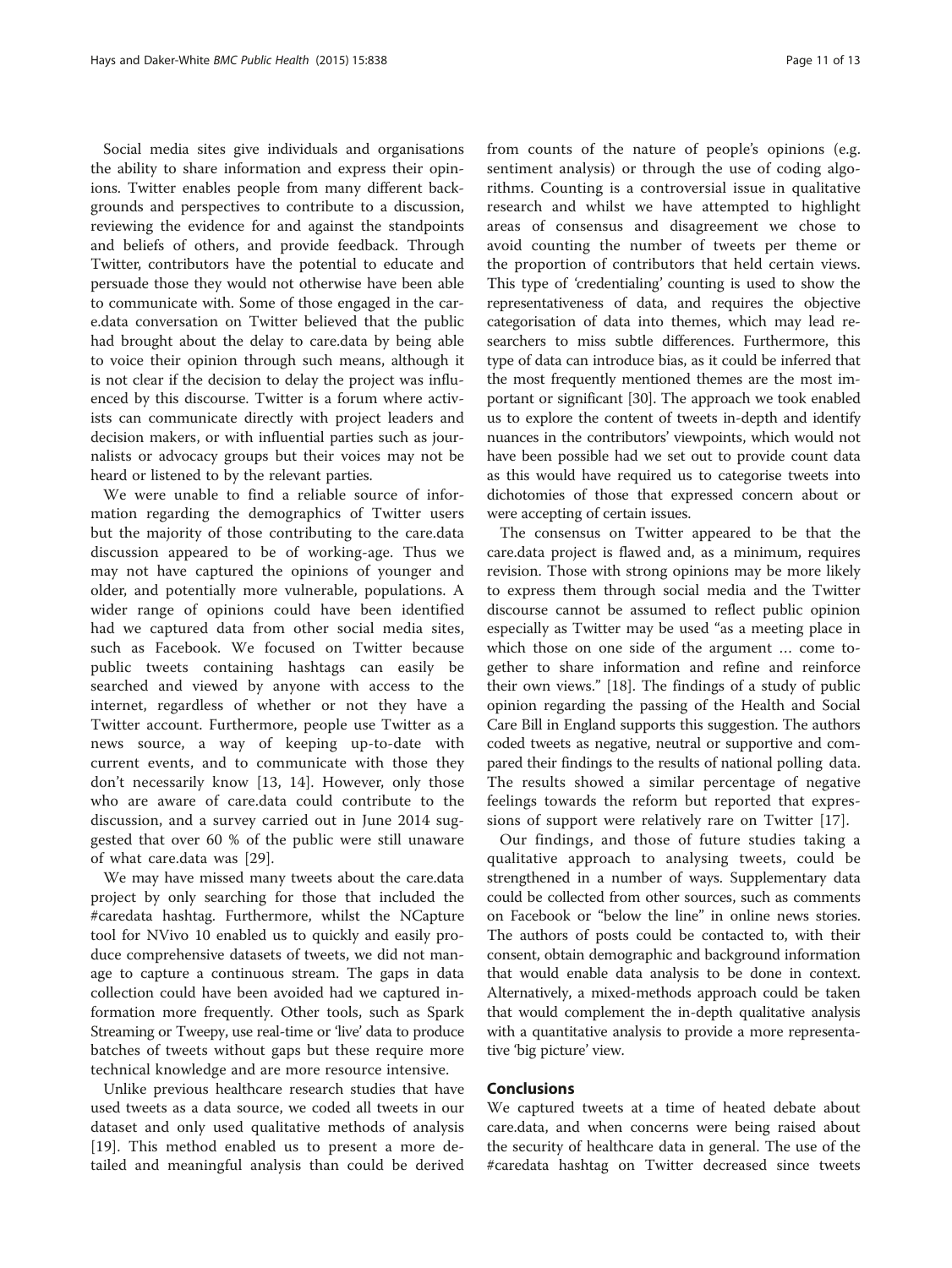Social media sites give individuals and organisations the ability to share information and express their opinions. Twitter enables people from many different backgrounds and perspectives to contribute to a discussion, reviewing the evidence for and against the standpoints and beliefs of others, and provide feedback. Through Twitter, contributors have the potential to educate and persuade those they would not otherwise have been able to communicate with. Some of those engaged in the care.data conversation on Twitter believed that the public had brought about the delay to care.data by being able to voice their opinion through such means, although it is not clear if the decision to delay the project was influenced by this discourse. Twitter is a forum where activists can communicate directly with project leaders and decision makers, or with influential parties such as journalists or advocacy groups but their voices may not be heard or listened to by the relevant parties.

We were unable to find a reliable source of information regarding the demographics of Twitter users but the majority of those contributing to the care.data discussion appeared to be of working-age. Thus we may not have captured the opinions of younger and older, and potentially more vulnerable, populations. A wider range of opinions could have been identified had we captured data from other social media sites, such as Facebook. We focused on Twitter because public tweets containing hashtags can easily be searched and viewed by anyone with access to the internet, regardless of whether or not they have a Twitter account. Furthermore, people use Twitter as a news source, a way of keeping up-to-date with current events, and to communicate with those they don't necessarily know [13, 14]. However, only those who are aware of care.data could contribute to the discussion, and a survey carried out in June 2014 suggested that over 60 % of the public were still unaware of what care.data was [29].

We may have missed many tweets about the care.data project by only searching for those that included the #caredata hashtag. Furthermore, whilst the NCapture tool for NVivo 10 enabled us to quickly and easily produce comprehensive datasets of tweets, we did not manage to capture a continuous stream. The gaps in data collection could have been avoided had we captured information more frequently. Other tools, such as Spark Streaming or Tweepy, use real-time or 'live' data to produce batches of tweets without gaps but these require more technical knowledge and are more resource intensive.

Unlike previous healthcare research studies that have used tweets as a data source, we coded all tweets in our dataset and only used qualitative methods of analysis [19]. This method enabled us to present a more detailed and meaningful analysis than could be derived from counts of the nature of people's opinions (e.g. sentiment analysis) or through the use of coding algorithms. Counting is a controversial issue in qualitative research and whilst we have attempted to highlight areas of consensus and disagreement we chose to avoid counting the number of tweets per theme or the proportion of contributors that held certain views. This type of 'credentialing' counting is used to show the representativeness of data, and requires the objective categorisation of data into themes, which may lead researchers to miss subtle differences. Furthermore, this type of data can introduce bias, as it could be inferred that the most frequently mentioned themes are the most important or significant [30]. The approach we took enabled us to explore the content of tweets in-depth and identify nuances in the contributors' viewpoints, which would not have been possible had we set out to provide count data as this would have required us to categorise tweets into dichotomies of those that expressed concern about or were accepting of certain issues.

The consensus on Twitter appeared to be that the care.data project is flawed and, as a minimum, requires revision. Those with strong opinions may be more likely to express them through social media and the Twitter discourse cannot be assumed to reflect public opinion especially as Twitter may be used "as a meeting place in which those on one side of the argument … come together to share information and refine and reinforce their own views." [18]. The findings of a study of public opinion regarding the passing of the Health and Social Care Bill in England supports this suggestion. The authors coded tweets as negative, neutral or supportive and compared their findings to the results of national polling data. The results showed a similar percentage of negative feelings towards the reform but reported that expressions of support were relatively rare on Twitter [17].

Our findings, and those of future studies taking a qualitative approach to analysing tweets, could be strengthened in a number of ways. Supplementary data could be collected from other sources, such as comments on Facebook or "below the line" in online news stories. The authors of posts could be contacted to, with their consent, obtain demographic and background information that would enable data analysis to be done in context. Alternatively, a mixed-methods approach could be taken that would complement the in-depth qualitative analysis with a quantitative analysis to provide a more representative 'big picture' view.

## Conclusions

We captured tweets at a time of heated debate about care.data, and when concerns were being raised about the security of healthcare data in general. The use of the #caredata hashtag on Twitter decreased since tweets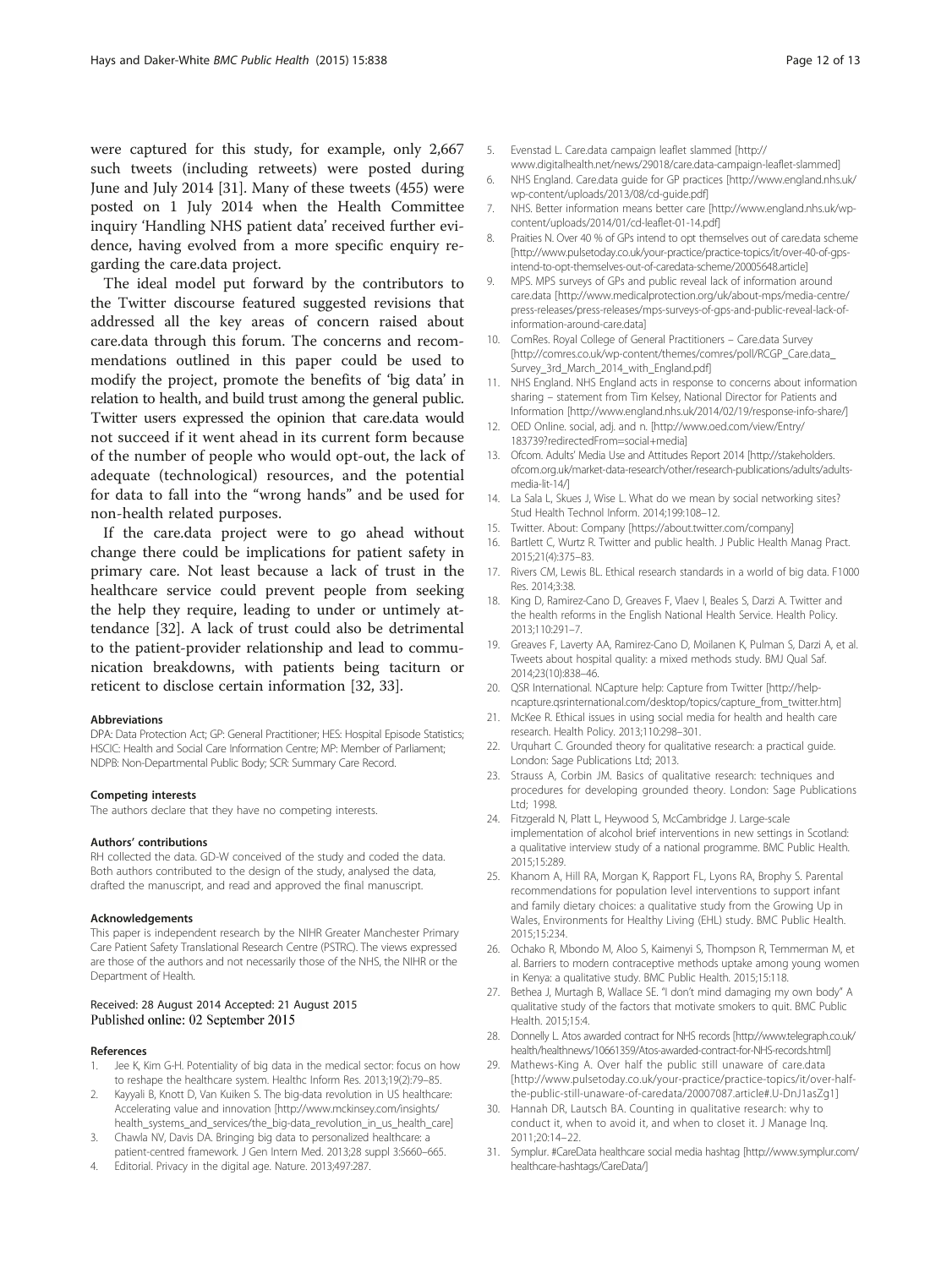were captured for this study, for example, only 2,667 such tweets (including retweets) were posted during June and July 2014 [31]. Many of these tweets (455) were posted on 1 July 2014 when the Health Committee inquiry 'Handling NHS patient data' received further evidence, having evolved from a more specific enquiry regarding the care.data project.

The ideal model put forward by the contributors to the Twitter discourse featured suggested revisions that addressed all the key areas of concern raised about care.data through this forum. The concerns and recommendations outlined in this paper could be used to modify the project, promote the benefits of 'big data' in relation to health, and build trust among the general public. Twitter users expressed the opinion that care.data would not succeed if it went ahead in its current form because of the number of people who would opt-out, the lack of adequate (technological) resources, and the potential for data to fall into the "wrong hands" and be used for non-health related purposes.

If the care.data project were to go ahead without change there could be implications for patient safety in primary care. Not least because a lack of trust in the healthcare service could prevent people from seeking the help they require, leading to under or untimely attendance [32]. A lack of trust could also be detrimental to the patient-provider relationship and lead to communication breakdowns, with patients being taciturn or reticent to disclose certain information [32, 33].

#### Abbreviations

DPA: Data Protection Act; GP: General Practitioner; HES: Hospital Episode Statistics; HSCIC: Health and Social Care Information Centre; MP: Member of Parliament; NDPB: Non-Departmental Public Body; SCR: Summary Care Record.

#### Competing interests

The authors declare that they have no competing interests.

#### Authors' contributions

RH collected the data. GD-W conceived of the study and coded the data. Both authors contributed to the design of the study, analysed the data, drafted the manuscript, and read and approved the final manuscript.

#### Acknowledgements

This paper is independent research by the NIHR Greater Manchester Primary Care Patient Safety Translational Research Centre (PSTRC). The views expressed are those of the authors and not necessarily those of the NHS, the NIHR or the Department of Health.

Received: 28 August 2014 Accepted: 21 August 2015
Published online: 02 September 2015

#### References

1. Jee K, Kim G-H. Potentiality of big data in the medical sector: focus on how to reshape the healthcare system. Healthc Inform Res. 2013;19(2):79–85.
2. Kayyali B, Knott D, Van Kuiken S. The big-data revolution in US healthcare: Accelerating value and innovation [http://www.mckinsey.com/insights/health_systems_and_services/the_big-data_revolution_in_us_health_care]
3. Chawla NV, Davis DA. Bringing big data to personalized healthcare: a patient-centred framework. J Gen Intern Med. 2013;28 suppl 3:S660–665.
4. Editorial. Privacy in the digital age. Nature. 2013;497:287.
5. Evenstad L. Care.data campaign leaflet slammed [http://www.digitalhealth.net/news/29018/care.data-campaign-leaflet-slammed]
6. NHS England. Care.data guide for GP practices [http://www.england.nhs.uk/wp-content/uploads/2013/08/cd-guide.pdf]
7. NHS. Better information means better care [http://www.england.nhs.uk/wp-content/uploads/2014/01/cd-leaflet-01-14.pdf]
8. Praities N. Over 40 % of GPs intend to opt themselves out of care.data scheme [http://www.pulsetoday.co.uk/your-practice/practice-topics/it/over-40-of-gps-intend-to-opt-themselves-out-of-caredata-scheme/20005648.article]
9. MPS. MPS surveys of GPs and public reveal lack of information around care.data [http://www.medicalprotection.org/uk/about-mps/media-centre/press-releases/press-releases/mps-surveys-of-gps-and-public-reveal-lack-of-information-around-care.data]
10. ComRes. Royal College of General Practitioners – Care.data Survey [http://comres.co.uk/wp-content/themes/comres/poll/RCGP_Care.data_Survey_3rd_March_2014_with_England.pdf]
11. NHS England. NHS England acts in response to concerns about information sharing – statement from Tim Kelsey, National Director for Patients and Information [http://www.england.nhs.uk/2014/02/19/response-info-share/]
12. OED Online. social, adj. and n. [http://www.oed.com/view/Entry/183739?redirectedFrom=social+media]
13. Ofcom. Adults' Media Use and Attitudes Report 2014 [http://stakeholders.ofcom.org.uk/market-data-research/other/research-publications/adults/adults-media-lit-14/]
14. La Sala L, Skues J, Wise L. What do we mean by social networking sites? Stud Health Technol Inform. 2014;199:108–12.
15. Twitter. About: Company [https://about.twitter.com/company]
16. Bartlett C, Wurtz R. Twitter and public health. J Public Health Manag Pract. 2015;21(4):375–83.
17. Rivers CM, Lewis BL. Ethical research standards in a world of big data. F1000 Res. 2014;3:38.
18. King D, Ramirez-Cano D, Greaves F, Vlaev I, Beales S, Darzi A. Twitter and the health reforms in the English National Health Service. Health Policy. 2013;110:291–7.
19. Greaves F, Laverty AA, Ramirez-Cano D, Moilanen K, Pulman S, Darzi A, et al. Tweets about hospital quality: a mixed methods study. BMJ Qual Saf. 2014;23(10):838–46.
20. QSR International. NCapture help: Capture from Twitter [http://help-ncapture.qsrinternational.com/desktop/topics/capture_from_twitter.htm]
21. McKee R. Ethical issues in using social media for health and health care research. Health Policy. 2013;110:298–301.
22. Urquhart C. Grounded theory for qualitative research: a practical guide. London: Sage Publications Ltd; 2013.
23. Strauss A, Corbin JM. Basics of qualitative research: techniques and procedures for developing grounded theory. London: Sage Publications Ltd; 1998.
24. Fitzgerald N, Platt L, Heywood S, McCambridge J. Large-scale implementation of alcohol brief interventions in new settings in Scotland: a qualitative interview study of a national programme. BMC Public Health. 2015;15:289.
25. Khanom A, Hill RA, Morgan K, Rapport FL, Lyons RA, Brophy S. Parental recommendations for population level interventions to support infant and family dietary choices: a qualitative study from the Growing Up in Wales, Environments for Healthy Living (EHL) study. BMC Public Health. 2015;15:234.
26. Ochako R, Mbondo M, Aloo S, Kaimenyi S, Thompson R, Temmerman M, et al. Barriers to modern contraceptive methods uptake among young women in Kenya: a qualitative study. BMC Public Health. 2015;15:118.
27. Bethea J, Murtagh B, Wallace SE. "I don't mind damaging my own body" A qualitative study of the factors that motivate smokers to quit. BMC Public Health. 2015;15:4.
28. Donnelly L. Atos awarded contract for NHS records [http://www.telegraph.co.uk/health/healthnews/10661359/Atos-awarded-contract-for-NHS-records.html]
29. Mathews-King A. Over half the public still unaware of care.data [http://www.pulsetoday.co.uk/your-practice/practice-topics/it/over-half-the-public-still-unaware-of-caredata/20007087.article#.U-DnJ1asZg1]
30. Hannah DR, Lautsch BA. Counting in qualitative research: why to conduct it, when to avoid it, and when to closet it. J Manage Inq. 2011;20:14–22.
31. Symplur. #CareData healthcare social media hashtag [http://www.symplur.com/healthcare-hashtags/CareData/]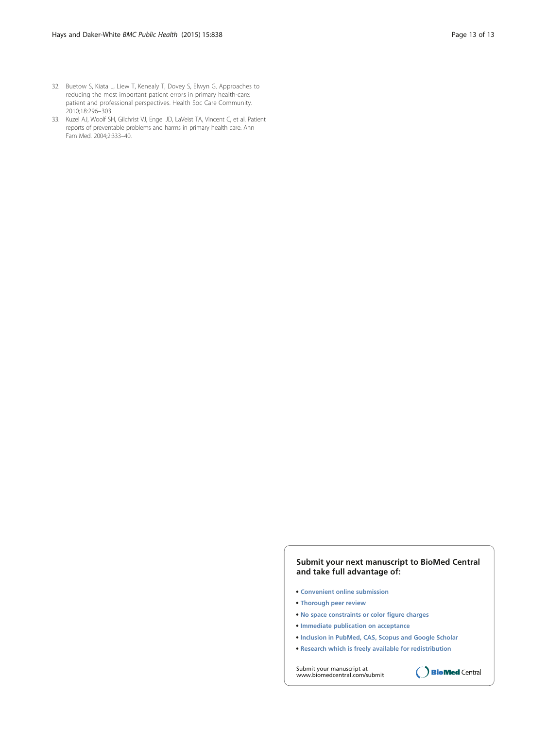32. Buetow S, Kiata L, Liew T, Kenealy T, Dovey S, Elwyn G. Approaches to reducing the most important patient errors in primary health-care: patient and professional perspectives. Health Soc Care Community. 2010;18:296–303.
33. Kuzel AJ, Woolf SH, Gilchrist VJ, Engel JD, LaVeist TA, Vincent C, et al. Patient reports of preventable problems and harms in primary health care. Ann Fam Med. 2004;2:333–40.

**Submit your next manuscript to BioMed Central and take full advantage of:**

- **Convenient online submission**
- **Thorough peer review**
- **No space constraints or color figure charges**
- **Immediate publication on acceptance**
- **Inclusion in PubMed, CAS, Scopus and Google Scholar**
- **Research which is freely available for redistribution**

Submit your manuscript at
www.biomedcentral.com/submit

BioMed Central